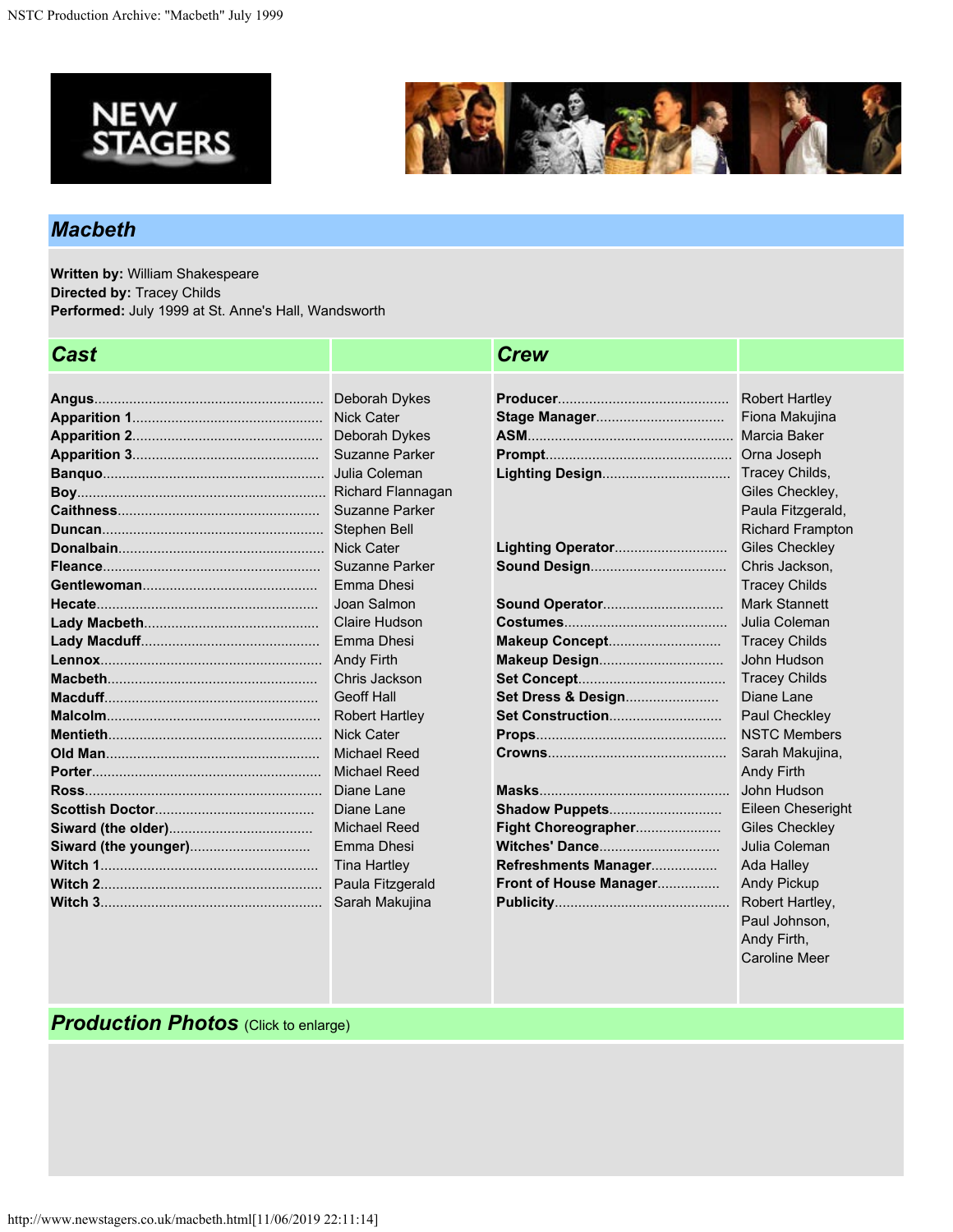## Macbeth

**Written by:** William Shakespeare
**Directed by:** Tracey Childs
**Performed:** July 1999 at St. Anne's Hall, Wandsworth

### Cast

| Role | Actor |
|---|---|
| Angus | Deborah Dykes |
| Apparition 1 | Nick Cater |
| Apparition 2 | Deborah Dykes |
| Apparition 3 | Suzanne Parker |
| Banquo | Julia Coleman |
| Boy | Richard Flannagan |
| Caithness | Suzanne Parker |
| Duncan | Stephen Bell |
| Donalbain | Nick Cater |
| Fleance | Suzanne Parker |
| Gentlewoman | Emma Dhesi |
| Hecate | Joan Salmon |
| Lady Macbeth | Claire Hudson |
| Lady Macduff | Emma Dhesi |
| Lennox | Andy Firth |
| Macbeth | Chris Jackson |
| Macduff | Geoff Hall |
| Malcolm | Robert Hartley |
| Mentieth | Nick Cater |
| Old Man | Michael Reed |
| Porter | Michael Reed |
| Ross | Diane Lane |
| Scottish Doctor | Diane Lane |
| Siward (the older) | Michael Reed |
| Siward (the younger) | Emma Dhesi |
| Witch 1 | Tina Hartley |
| Witch 2 | Paula Fitzgerald |
| Witch 3 | Sarah Makujina |

### Crew

| Role | Name |
|---|---|
| Producer | Robert Hartley |
| Stage Manager | Fiona Makujina |
| ASM | Marcia Baker |
| Prompt | Orna Joseph |
| Lighting Design | Tracey Childs, Giles Checkley, Paula Fitzgerald, Richard Frampton |
| Lighting Operator | Giles Checkley |
| Sound Design | Chris Jackson, Tracey Childs |
| Sound Operator | Mark Stannett |
| Costumes | Julia Coleman |
| Makeup Concept | Tracey Childs |
| Makeup Design | John Hudson |
| Set Concept | Tracey Childs |
| Set Dress & Design | Diane Lane |
| Set Construction | Paul Checkley |
| Props | NSTC Members |
| Crowns | Sarah Makujina, Andy Firth |
| Masks | John Hudson |
| Shadow Puppets | Eileen Cheseright |
| Fight Choreographer | Giles Checkley |
| Witches' Dance | Julia Coleman |
| Refreshments Manager | Ada Halley |
| Front of House Manager | Andy Pickup |
| Publicity | Robert Hartley, Paul Johnson, Andy Firth, Caroline Meer |

### Production Photos (Click to enlarge)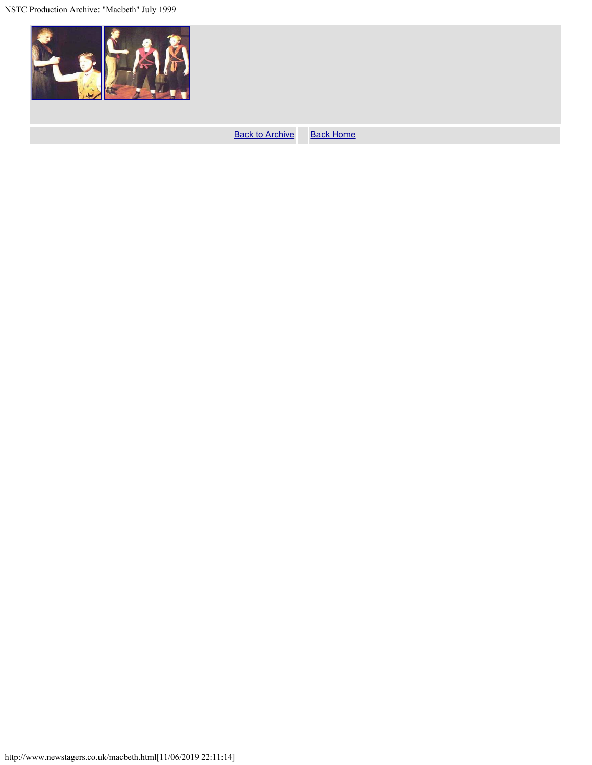Back to Archive | Back Home